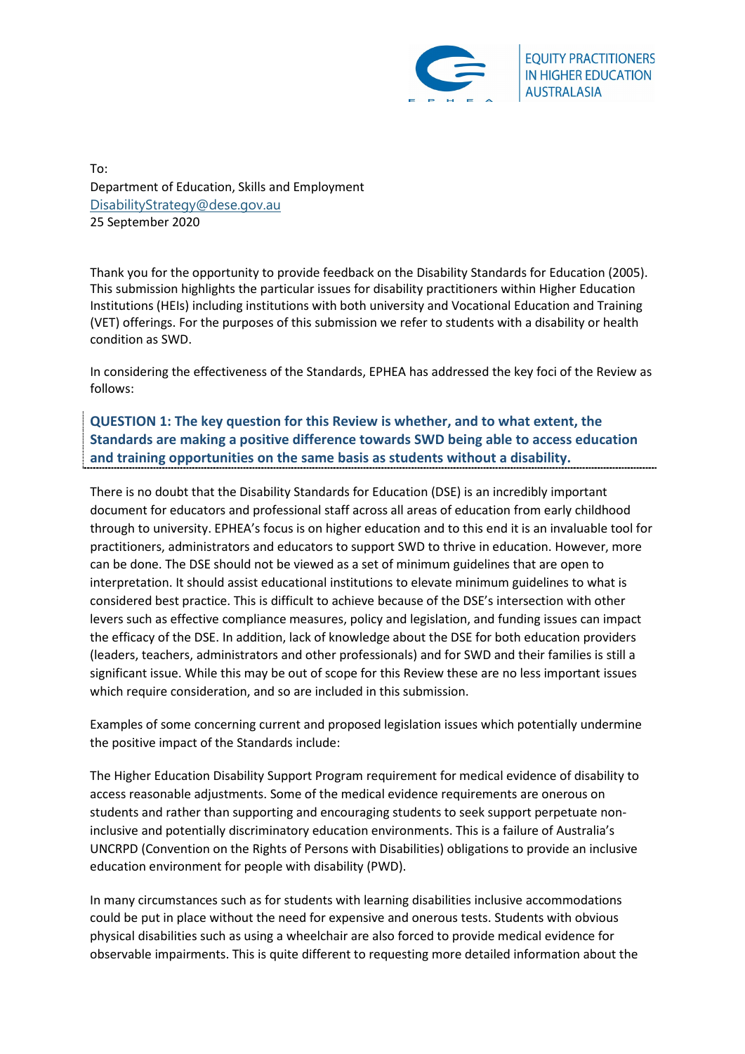EQUITY PRACTITIONERS IN HIGHER EDUCATION AUSTRALASIA

To:
Department of Education, Skills and Employment
DisabilityStrategy@dese.gov.au
25 September 2020

Thank you for the opportunity to provide feedback on the Disability Standards for Education (2005). This submission highlights the particular issues for disability practitioners within Higher Education Institutions (HEIs) including institutions with both university and Vocational Education and Training (VET) offerings. For the purposes of this submission we refer to students with a disability or health condition as SWD.

In considering the effectiveness of the Standards, EPHEA has addressed the key foci of the Review as follows:

## QUESTION 1: The key question for this Review is whether, and to what extent, the Standards are making a positive difference towards SWD being able to access education and training opportunities on the same basis as students without a disability.

There is no doubt that the Disability Standards for Education (DSE) is an incredibly important document for educators and professional staff across all areas of education from early childhood through to university. EPHEA's focus is on higher education and to this end it is an invaluable tool for practitioners, administrators and educators to support SWD to thrive in education. However, more can be done. The DSE should not be viewed as a set of minimum guidelines that are open to interpretation. It should assist educational institutions to elevate minimum guidelines to what is considered best practice. This is difficult to achieve because of the DSE's intersection with other levers such as effective compliance measures, policy and legislation, and funding issues can impact the efficacy of the DSE. In addition, lack of knowledge about the DSE for both education providers (leaders, teachers, administrators and other professionals) and for SWD and their families is still a significant issue. While this may be out of scope for this Review these are no less important issues which require consideration, and so are included in this submission.

Examples of some concerning current and proposed legislation issues which potentially undermine the positive impact of the Standards include:

The Higher Education Disability Support Program requirement for medical evidence of disability to access reasonable adjustments. Some of the medical evidence requirements are onerous on students and rather than supporting and encouraging students to seek support perpetuate non-inclusive and potentially discriminatory education environments. This is a failure of Australia's UNCRPD (Convention on the Rights of Persons with Disabilities) obligations to provide an inclusive education environment for people with disability (PWD).

In many circumstances such as for students with learning disabilities inclusive accommodations could be put in place without the need for expensive and onerous tests. Students with obvious physical disabilities such as using a wheelchair are also forced to provide medical evidence for observable impairments. This is quite different to requesting more detailed information about the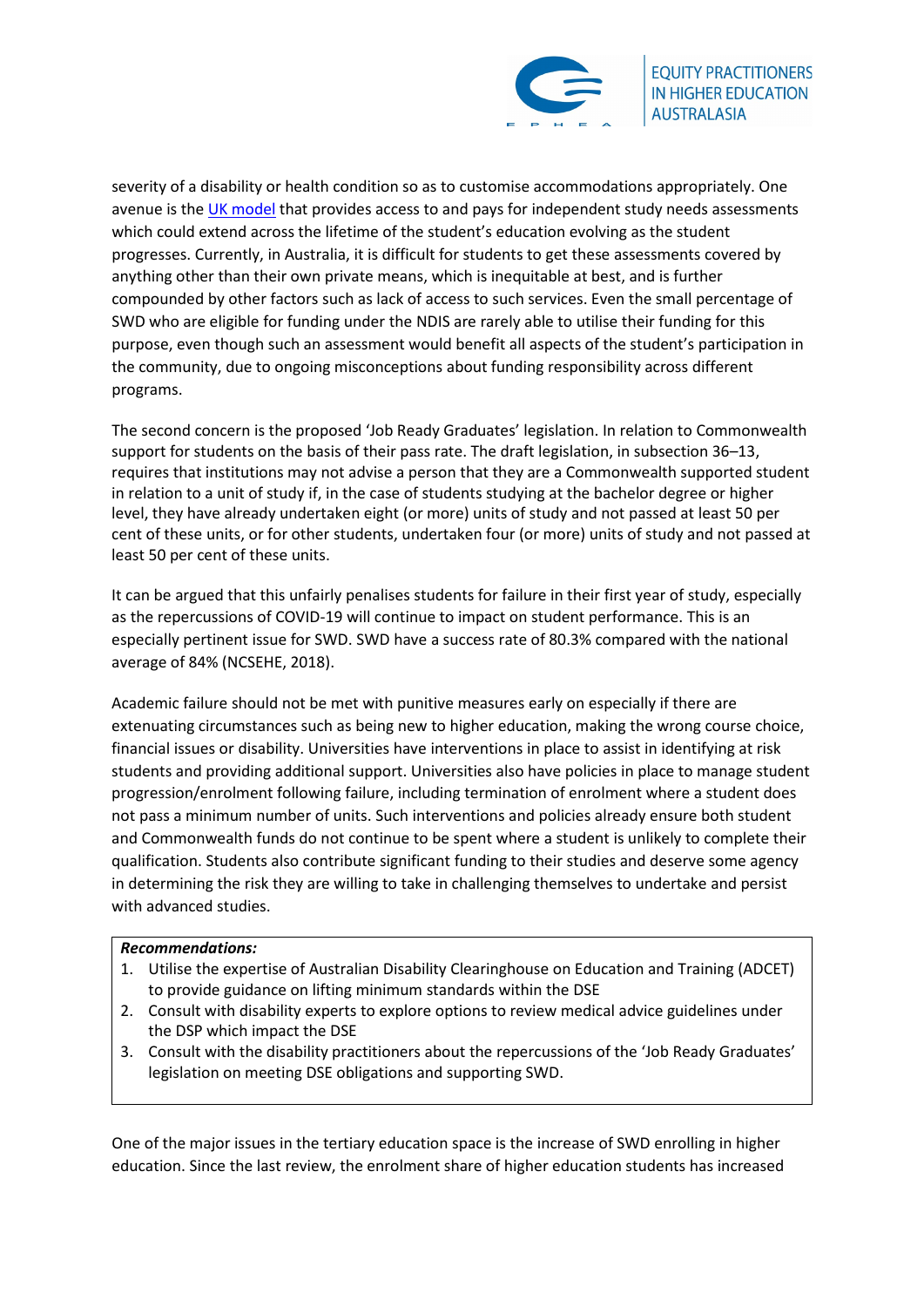severity of a disability or health condition so as to customise accommodations appropriately. One avenue is the UK model that provides access to and pays for independent study needs assessments which could extend across the lifetime of the student's education evolving as the student progresses. Currently, in Australia, it is difficult for students to get these assessments covered by anything other than their own private means, which is inequitable at best, and is further compounded by other factors such as lack of access to such services. Even the small percentage of SWD who are eligible for funding under the NDIS are rarely able to utilise their funding for this purpose, even though such an assessment would benefit all aspects of the student's participation in the community, due to ongoing misconceptions about funding responsibility across different programs.

The second concern is the proposed 'Job Ready Graduates' legislation. In relation to Commonwealth support for students on the basis of their pass rate. The draft legislation, in subsection 36–13, requires that institutions may not advise a person that they are a Commonwealth supported student in relation to a unit of study if, in the case of students studying at the bachelor degree or higher level, they have already undertaken eight (or more) units of study and not passed at least 50 per cent of these units, or for other students, undertaken four (or more) units of study and not passed at least 50 per cent of these units.

It can be argued that this unfairly penalises students for failure in their first year of study, especially as the repercussions of COVID-19 will continue to impact on student performance. This is an especially pertinent issue for SWD. SWD have a success rate of 80.3% compared with the national average of 84% (NCSEHE, 2018).

Academic failure should not be met with punitive measures early on especially if there are extenuating circumstances such as being new to higher education, making the wrong course choice, financial issues or disability. Universities have interventions in place to assist in identifying at risk students and providing additional support. Universities also have policies in place to manage student progression/enrolment following failure, including termination of enrolment where a student does not pass a minimum number of units. Such interventions and policies already ensure both student and Commonwealth funds do not continue to be spent where a student is unlikely to complete their qualification. Students also contribute significant funding to their studies and deserve some agency in determining the risk they are willing to take in challenging themselves to undertake and persist with advanced studies.

***Recommendations:***

1. Utilise the expertise of Australian Disability Clearinghouse on Education and Training (ADCET) to provide guidance on lifting minimum standards within the DSE
2. Consult with disability experts to explore options to review medical advice guidelines under the DSP which impact the DSE
3. Consult with the disability practitioners about the repercussions of the 'Job Ready Graduates' legislation on meeting DSE obligations and supporting SWD.

One of the major issues in the tertiary education space is the increase of SWD enrolling in higher education. Since the last review, the enrolment share of higher education students has increased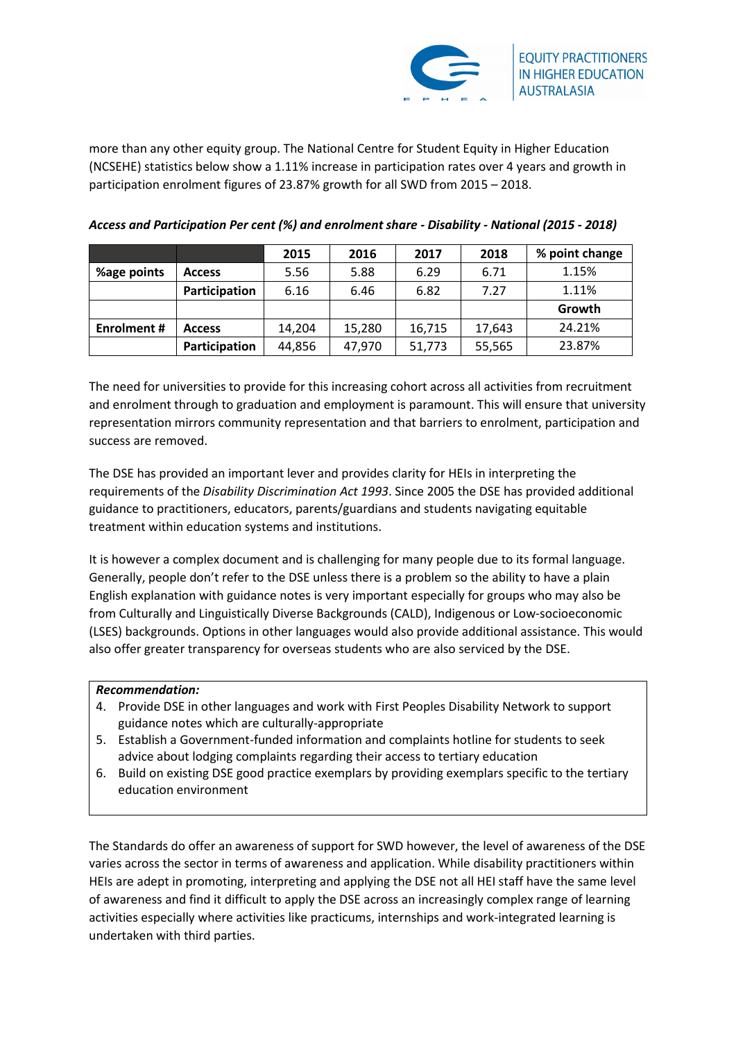more than any other equity group. The National Centre for Student Equity in Higher Education (NCSEHE) statistics below show a 1.11% increase in participation rates over 4 years and growth in participation enrolment figures of 23.87% growth for all SWD from 2015 – 2018.

***Access and Participation Per cent (%) and enrolment share - Disability - National (2015 - 2018)***

| | | 2015 | 2016 | 2017 | 2018 | % point change |
|---|---|---|---|---|---|---|
| **%age points** | **Access** | 5.56 | 5.88 | 6.29 | 6.71 | 1.15% |
| | **Participation** | 6.16 | 6.46 | 6.82 | 7.27 | 1.11% |
| | | | | | | **Growth** |
| **Enrolment #** | **Access** | 14,204 | 15,280 | 16,715 | 17,643 | 24.21% |
| | **Participation** | 44,856 | 47,970 | 51,773 | 55,565 | 23.87% |

The need for universities to provide for this increasing cohort across all activities from recruitment and enrolment through to graduation and employment is paramount. This will ensure that university representation mirrors community representation and that barriers to enrolment, participation and success are removed.

The DSE has provided an important lever and provides clarity for HEIs in interpreting the requirements of the *Disability Discrimination Act 1993*. Since 2005 the DSE has provided additional guidance to practitioners, educators, parents/guardians and students navigating equitable treatment within education systems and institutions.

It is however a complex document and is challenging for many people due to its formal language. Generally, people don't refer to the DSE unless there is a problem so the ability to have a plain English explanation with guidance notes is very important especially for groups who may also be from Culturally and Linguistically Diverse Backgrounds (CALD), Indigenous or Low-socioeconomic (LSES) backgrounds. Options in other languages would also provide additional assistance. This would also offer greater transparency for overseas students who are also serviced by the DSE.

> ***Recommendation:***
> 4. Provide DSE in other languages and work with First Peoples Disability Network to support guidance notes which are culturally-appropriate
> 5. Establish a Government-funded information and complaints hotline for students to seek advice about lodging complaints regarding their access to tertiary education
> 6. Build on existing DSE good practice exemplars by providing exemplars specific to the tertiary education environment

The Standards do offer an awareness of support for SWD however, the level of awareness of the DSE varies across the sector in terms of awareness and application. While disability practitioners within HEIs are adept in promoting, interpreting and applying the DSE not all HEI staff have the same level of awareness and find it difficult to apply the DSE across an increasingly complex range of learning activities especially where activities like practicums, internships and work-integrated learning is undertaken with third parties.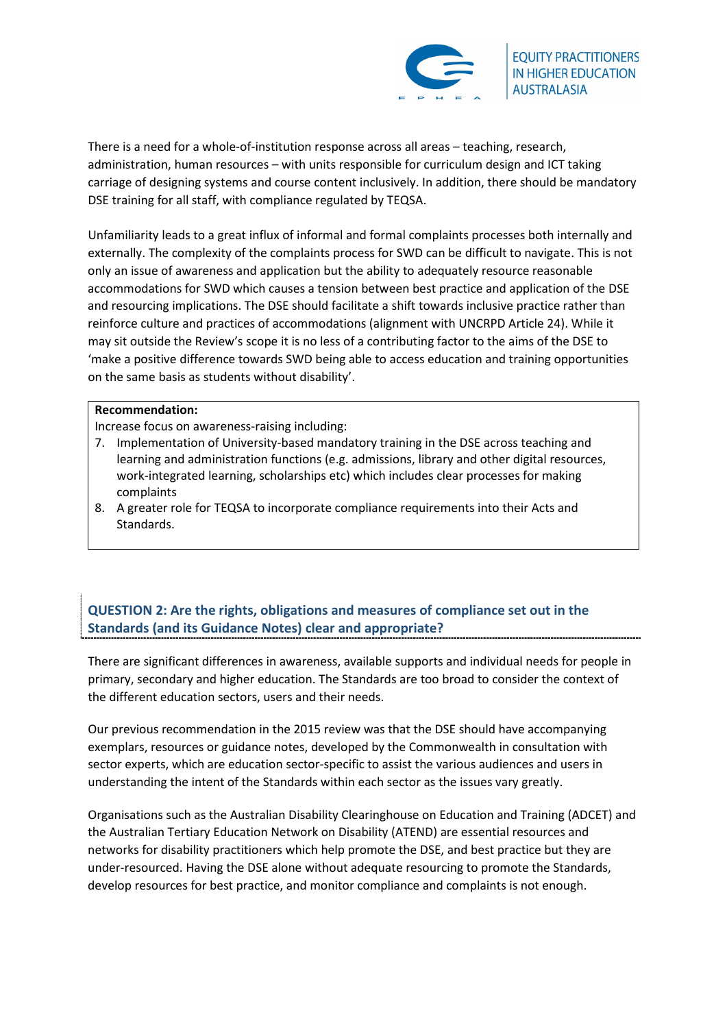There is a need for a whole-of-institution response across all areas – teaching, research, administration, human resources – with units responsible for curriculum design and ICT taking carriage of designing systems and course content inclusively. In addition, there should be mandatory DSE training for all staff, with compliance regulated by TEQSA.

Unfamiliarity leads to a great influx of informal and formal complaints processes both internally and externally. The complexity of the complaints process for SWD can be difficult to navigate. This is not only an issue of awareness and application but the ability to adequately resource reasonable accommodations for SWD which causes a tension between best practice and application of the DSE and resourcing implications. The DSE should facilitate a shift towards inclusive practice rather than reinforce culture and practices of accommodations (alignment with UNCRPD Article 24). While it may sit outside the Review's scope it is no less of a contributing factor to the aims of the DSE to 'make a positive difference towards SWD being able to access education and training opportunities on the same basis as students without disability'.

**Recommendation:**

Increase focus on awareness-raising including:

7. Implementation of University-based mandatory training in the DSE across teaching and learning and administration functions (e.g. admissions, library and other digital resources, work-integrated learning, scholarships etc) which includes clear processes for making complaints
8. A greater role for TEQSA to incorporate compliance requirements into their Acts and Standards.

## QUESTION 2: Are the rights, obligations and measures of compliance set out in the Standards (and its Guidance Notes) clear and appropriate?

There are significant differences in awareness, available supports and individual needs for people in primary, secondary and higher education. The Standards are too broad to consider the context of the different education sectors, users and their needs.

Our previous recommendation in the 2015 review was that the DSE should have accompanying exemplars, resources or guidance notes, developed by the Commonwealth in consultation with sector experts, which are education sector-specific to assist the various audiences and users in understanding the intent of the Standards within each sector as the issues vary greatly.

Organisations such as the Australian Disability Clearinghouse on Education and Training (ADCET) and the Australian Tertiary Education Network on Disability (ATEND) are essential resources and networks for disability practitioners which help promote the DSE, and best practice but they are under-resourced. Having the DSE alone without adequate resourcing to promote the Standards, develop resources for best practice, and monitor compliance and complaints is not enough.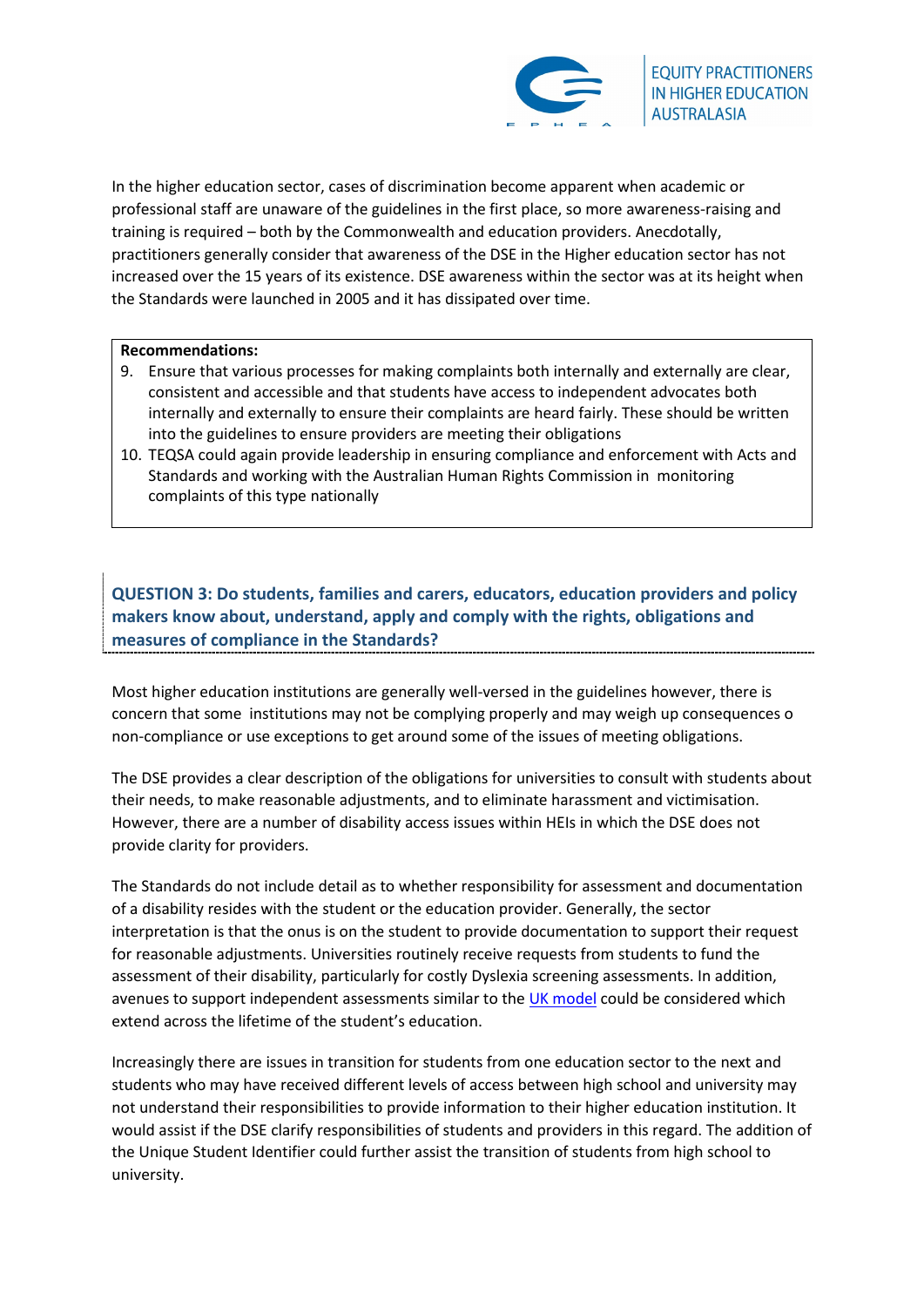In the higher education sector, cases of discrimination become apparent when academic or professional staff are unaware of the guidelines in the first place, so more awareness-raising and training is required – both by the Commonwealth and education providers. Anecdotally, practitioners generally consider that awareness of the DSE in the Higher education sector has not increased over the 15 years of its existence. DSE awareness within the sector was at its height when the Standards were launched in 2005 and it has dissipated over time.

**Recommendations:**

9. Ensure that various processes for making complaints both internally and externally are clear, consistent and accessible and that students have access to independent advocates both internally and externally to ensure their complaints are heard fairly. These should be written into the guidelines to ensure providers are meeting their obligations
10. TEQSA could again provide leadership in ensuring compliance and enforcement with Acts and Standards and working with the Australian Human Rights Commission in monitoring complaints of this type nationally

## QUESTION 3: Do students, families and carers, educators, education providers and policy makers know about, understand, apply and comply with the rights, obligations and measures of compliance in the Standards?

Most higher education institutions are generally well-versed in the guidelines however, there is concern that some institutions may not be complying properly and may weigh up consequences o non-compliance or use exceptions to get around some of the issues of meeting obligations.

The DSE provides a clear description of the obligations for universities to consult with students about their needs, to make reasonable adjustments, and to eliminate harassment and victimisation. However, there are a number of disability access issues within HEIs in which the DSE does not provide clarity for providers.

The Standards do not include detail as to whether responsibility for assessment and documentation of a disability resides with the student or the education provider. Generally, the sector interpretation is that the onus is on the student to provide documentation to support their request for reasonable adjustments. Universities routinely receive requests from students to fund the assessment of their disability, particularly for costly Dyslexia screening assessments. In addition, avenues to support independent assessments similar to the UK model could be considered which extend across the lifetime of the student's education.

Increasingly there are issues in transition for students from one education sector to the next and students who may have received different levels of access between high school and university may not understand their responsibilities to provide information to their higher education institution. It would assist if the DSE clarify responsibilities of students and providers in this regard. The addition of the Unique Student Identifier could further assist the transition of students from high school to university.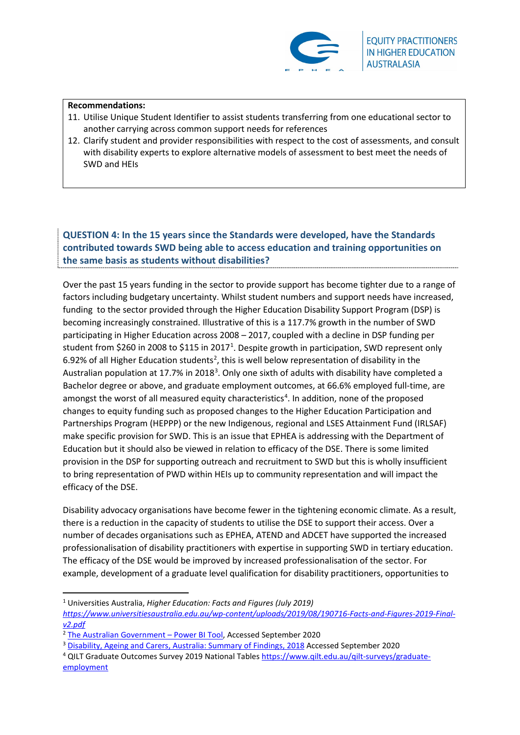**Recommendations:**

11. Utilise Unique Student Identifier to assist students transferring from one educational sector to another carrying across common support needs for references
12. Clarify student and provider responsibilities with respect to the cost of assessments, and consult with disability experts to explore alternative models of assessment to best meet the needs of SWD and HEIs

## QUESTION 4: In the 15 years since the Standards were developed, have the Standards contributed towards SWD being able to access education and training opportunities on the same basis as students without disabilities?

Over the past 15 years funding in the sector to provide support has become tighter due to a range of factors including budgetary uncertainty. Whilst student numbers and support needs have increased, funding to the sector provided through the Higher Education Disability Support Program (DSP) is becoming increasingly constrained. Illustrative of this is a 117.7% growth in the number of SWD participating in Higher Education across 2008 – 2017, coupled with a decline in DSP funding per student from $260 in 2008 to $115 in 2017[1]. Despite growth in participation, SWD represent only 6.92% of all Higher Education students[2], this is well below representation of disability in the Australian population at 17.7% in 2018[3]. Only one sixth of adults with disability have completed a Bachelor degree or above, and graduate employment outcomes, at 66.6% employed full-time, are amongst the worst of all measured equity characteristics[4]. In addition, none of the proposed changes to equity funding such as proposed changes to the Higher Education Participation and Partnerships Program (HEPPP) or the new Indigenous, regional and LSES Attainment Fund (IRLSAF) make specific provision for SWD. This is an issue that EPHEA is addressing with the Department of Education but it should also be viewed in relation to efficacy of the DSE. There is some limited provision in the DSP for supporting outreach and recruitment to SWD but this is wholly insufficient to bring representation of PWD within HEIs up to community representation and will impact the efficacy of the DSE.

Disability advocacy organisations have become fewer in the tightening economic climate. As a result, there is a reduction in the capacity of students to utilise the DSE to support their access. Over a number of decades organisations such as EPHEA, ATEND and ADCET have supported the increased professionalisation of disability practitioners with expertise in supporting SWD in tertiary education. The efficacy of the DSE would be improved by increased professionalisation of the sector. For example, development of a graduate level qualification for disability practitioners, opportunities to

---

[1] Universities Australia, *Higher Education: Facts and Figures (July 2019)* *https://www.universitiesaustralia.edu.au/wp-content/uploads/2019/08/190716-Facts-and-Figures-2019-Final-v2.pdf*

[2] The Australian Government – Power BI Tool, Accessed September 2020

[3] Disability, Ageing and Carers, Australia: Summary of Findings, 2018 Accessed September 2020

[4] QILT Graduate Outcomes Survey 2019 National Tables https://www.qilt.edu.au/qilt-surveys/graduate-employment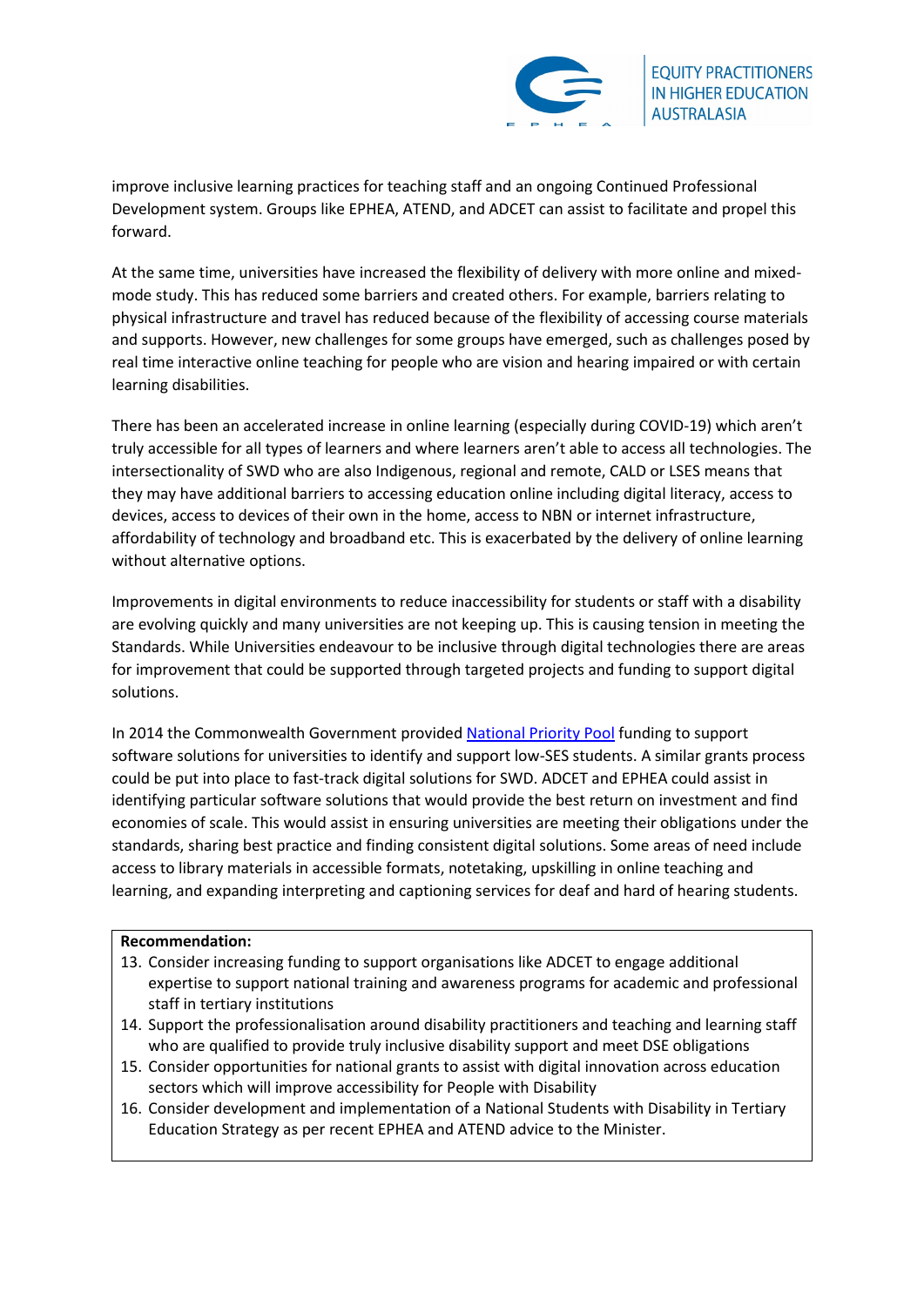improve inclusive learning practices for teaching staff and an ongoing Continued Professional Development system. Groups like EPHEA, ATEND, and ADCET can assist to facilitate and propel this forward.

At the same time, universities have increased the flexibility of delivery with more online and mixed-mode study. This has reduced some barriers and created others. For example, barriers relating to physical infrastructure and travel has reduced because of the flexibility of accessing course materials and supports. However, new challenges for some groups have emerged, such as challenges posed by real time interactive online teaching for people who are vision and hearing impaired or with certain learning disabilities.

There has been an accelerated increase in online learning (especially during COVID-19) which aren't truly accessible for all types of learners and where learners aren't able to access all technologies. The intersectionality of SWD who are also Indigenous, regional and remote, CALD or LSES means that they may have additional barriers to accessing education online including digital literacy, access to devices, access to devices of their own in the home, access to NBN or internet infrastructure, affordability of technology and broadband etc. This is exacerbated by the delivery of online learning without alternative options.

Improvements in digital environments to reduce inaccessibility for students or staff with a disability are evolving quickly and many universities are not keeping up. This is causing tension in meeting the Standards. While Universities endeavour to be inclusive through digital technologies there are areas for improvement that could be supported through targeted projects and funding to support digital solutions.

In 2014 the Commonwealth Government provided National Priority Pool funding to support software solutions for universities to identify and support low-SES students. A similar grants process could be put into place to fast-track digital solutions for SWD. ADCET and EPHEA could assist in identifying particular software solutions that would provide the best return on investment and find economies of scale. This would assist in ensuring universities are meeting their obligations under the standards, sharing best practice and finding consistent digital solutions. Some areas of need include access to library materials in accessible formats, notetaking, upskilling in online teaching and learning, and expanding interpreting and captioning services for deaf and hard of hearing students.

**Recommendation:**

13. Consider increasing funding to support organisations like ADCET to engage additional expertise to support national training and awareness programs for academic and professional staff in tertiary institutions
14. Support the professionalisation around disability practitioners and teaching and learning staff who are qualified to provide truly inclusive disability support and meet DSE obligations
15. Consider opportunities for national grants to assist with digital innovation across education sectors which will improve accessibility for People with Disability
16. Consider development and implementation of a National Students with Disability in Tertiary Education Strategy as per recent EPHEA and ATEND advice to the Minister.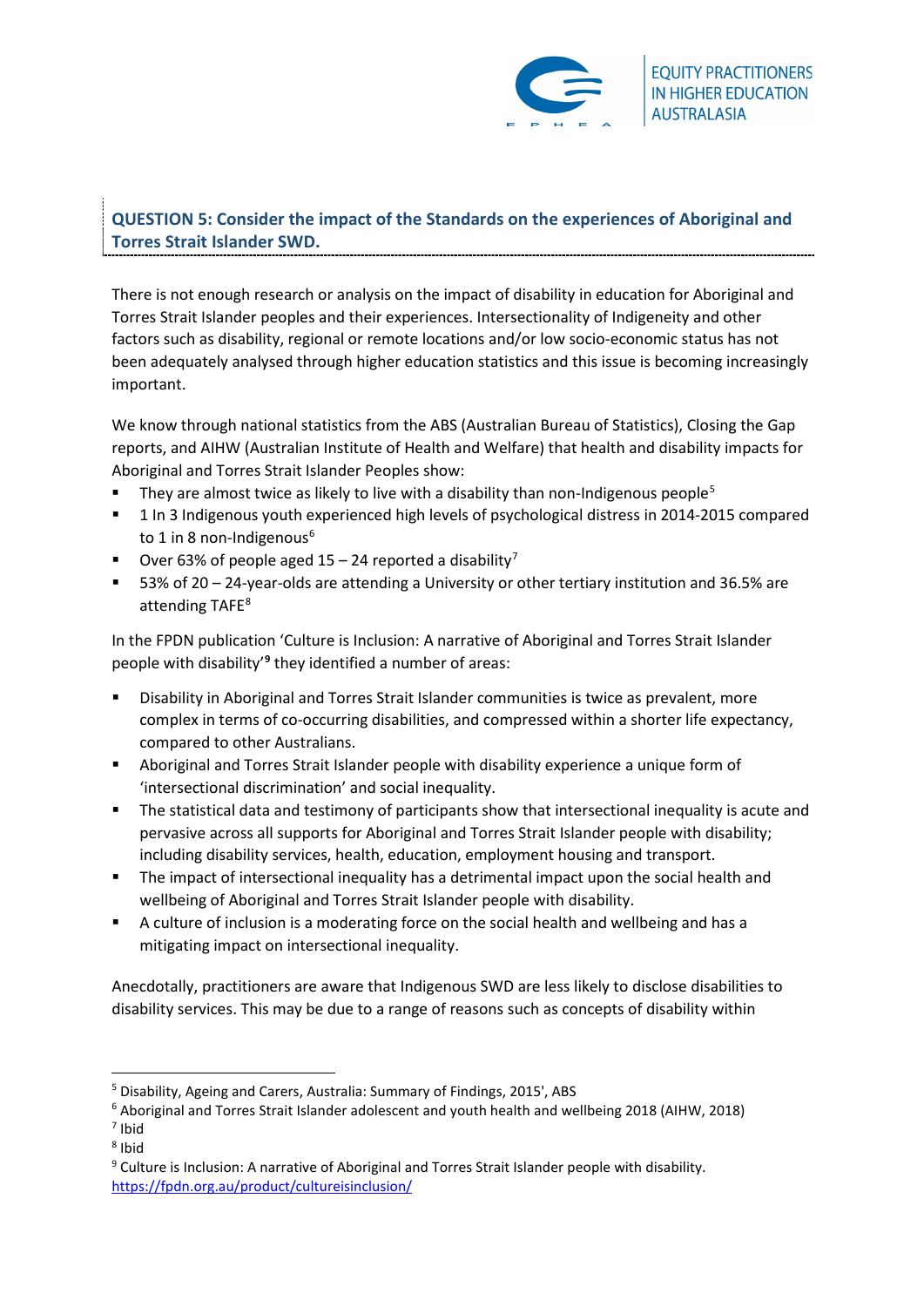## QUESTION 5: Consider the impact of the Standards on the experiences of Aboriginal and Torres Strait Islander SWD.

There is not enough research or analysis on the impact of disability in education for Aboriginal and Torres Strait Islander peoples and their experiences. Intersectionality of Indigeneity and other factors such as disability, regional or remote locations and/or low socio-economic status has not been adequately analysed through higher education statistics and this issue is becoming increasingly important.

We know through national statistics from the ABS (Australian Bureau of Statistics), Closing the Gap reports, and AIHW (Australian Institute of Health and Welfare) that health and disability impacts for Aboriginal and Torres Strait Islander Peoples show:

- They are almost twice as likely to live with a disability than non-Indigenous people[5]
- 1 In 3 Indigenous youth experienced high levels of psychological distress in 2014-2015 compared to 1 in 8 non-Indigenous[6]
- Over 63% of people aged 15 – 24 reported a disability[7]
- 53% of 20 – 24-year-olds are attending a University or other tertiary institution and 36.5% are attending TAFE[8]

In the FPDN publication 'Culture is Inclusion: A narrative of Aboriginal and Torres Strait Islander people with disability'[9] they identified a number of areas:

- Disability in Aboriginal and Torres Strait Islander communities is twice as prevalent, more complex in terms of co-occurring disabilities, and compressed within a shorter life expectancy, compared to other Australians.
- Aboriginal and Torres Strait Islander people with disability experience a unique form of 'intersectional discrimination' and social inequality.
- The statistical data and testimony of participants show that intersectional inequality is acute and pervasive across all supports for Aboriginal and Torres Strait Islander people with disability; including disability services, health, education, employment housing and transport.
- The impact of intersectional inequality has a detrimental impact upon the social health and wellbeing of Aboriginal and Torres Strait Islander people with disability.
- A culture of inclusion is a moderating force on the social health and wellbeing and has a mitigating impact on intersectional inequality.

Anecdotally, practitioners are aware that Indigenous SWD are less likely to disclose disabilities to disability services. This may be due to a range of reasons such as concepts of disability within

---

[5] Disability, Ageing and Carers, Australia: Summary of Findings, 2015', ABS

[6] Aboriginal and Torres Strait Islander adolescent and youth health and wellbeing 2018 (AIHW, 2018)

[7] Ibid

[8] Ibid

[9] Culture is Inclusion: A narrative of Aboriginal and Torres Strait Islander people with disability. https://fpdn.org.au/product/cultureisinclusion/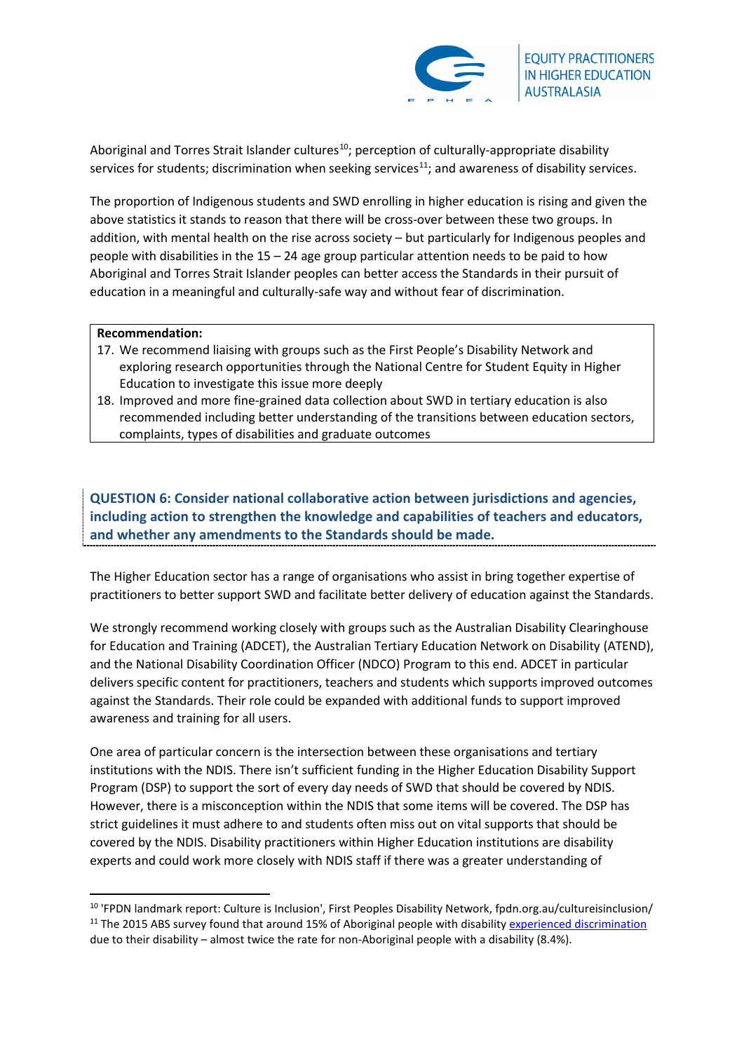Aboriginal and Torres Strait Islander cultures[10]; perception of culturally-appropriate disability services for students; discrimination when seeking services[11]; and awareness of disability services.

The proportion of Indigenous students and SWD enrolling in higher education is rising and given the above statistics it stands to reason that there will be cross-over between these two groups. In addition, with mental health on the rise across society – but particularly for Indigenous peoples and people with disabilities in the 15 – 24 age group particular attention needs to be paid to how Aboriginal and Torres Strait Islander peoples can better access the Standards in their pursuit of education in a meaningful and culturally-safe way and without fear of discrimination.

**Recommendation:**

17. We recommend liaising with groups such as the First People's Disability Network and exploring research opportunities through the National Centre for Student Equity in Higher Education to investigate this issue more deeply
18. Improved and more fine-grained data collection about SWD in tertiary education is also recommended including better understanding of the transitions between education sectors, complaints, types of disabilities and graduate outcomes

## QUESTION 6: Consider national collaborative action between jurisdictions and agencies, including action to strengthen the knowledge and capabilities of teachers and educators, and whether any amendments to the Standards should be made.

The Higher Education sector has a range of organisations who assist in bring together expertise of practitioners to better support SWD and facilitate better delivery of education against the Standards.

We strongly recommend working closely with groups such as the Australian Disability Clearinghouse for Education and Training (ADCET), the Australian Tertiary Education Network on Disability (ATEND), and the National Disability Coordination Officer (NDCO) Program to this end. ADCET in particular delivers specific content for practitioners, teachers and students which supports improved outcomes against the Standards. Their role could be expanded with additional funds to support improved awareness and training for all users.

One area of particular concern is the intersection between these organisations and tertiary institutions with the NDIS. There isn't sufficient funding in the Higher Education Disability Support Program (DSP) to support the sort of every day needs of SWD that should be covered by NDIS. However, there is a misconception within the NDIS that some items will be covered. The DSP has strict guidelines it must adhere to and students often miss out on vital supports that should be covered by the NDIS. Disability practitioners within Higher Education institutions are disability experts and could work more closely with NDIS staff if there was a greater understanding of

---

[10] 'FPDN landmark report: Culture is Inclusion', First Peoples Disability Network, fpdn.org.au/cultureisinclusion/

[11] The 2015 ABS survey found that around 15% of Aboriginal people with disability experienced discrimination due to their disability – almost twice the rate for non-Aboriginal people with a disability (8.4%).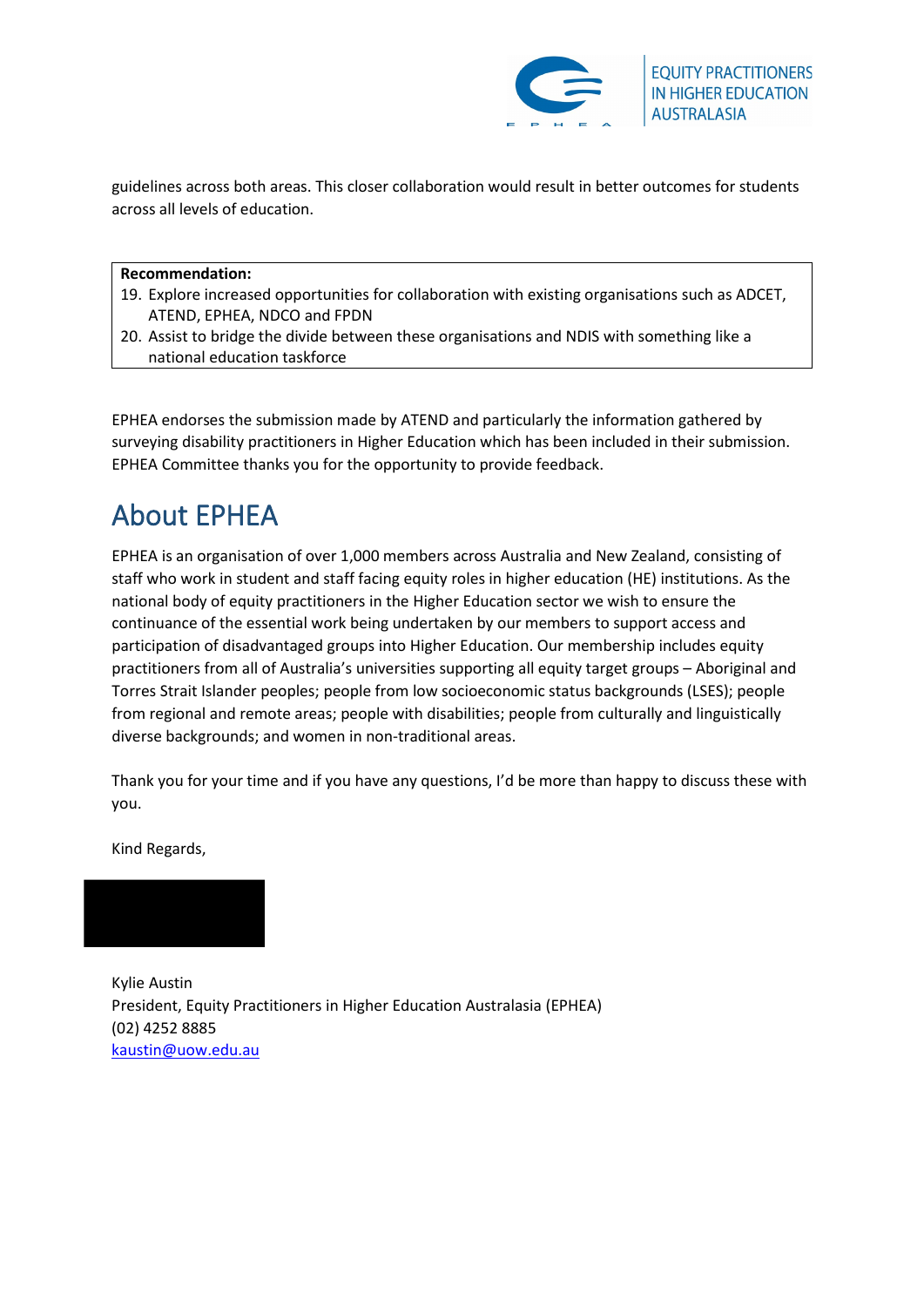guidelines across both areas. This closer collaboration would result in better outcomes for students across all levels of education.

**Recommendation:**

19. Explore increased opportunities for collaboration with existing organisations such as ADCET, ATEND, EPHEA, NDCO and FPDN
20. Assist to bridge the divide between these organisations and NDIS with something like a national education taskforce

EPHEA endorses the submission made by ATEND and particularly the information gathered by surveying disability practitioners in Higher Education which has been included in their submission. EPHEA Committee thanks you for the opportunity to provide feedback.

# About EPHEA

EPHEA is an organisation of over 1,000 members across Australia and New Zealand, consisting of staff who work in student and staff facing equity roles in higher education (HE) institutions. As the national body of equity practitioners in the Higher Education sector we wish to ensure the continuance of the essential work being undertaken by our members to support access and participation of disadvantaged groups into Higher Education. Our membership includes equity practitioners from all of Australia's universities supporting all equity target groups – Aboriginal and Torres Strait Islander peoples; people from low socioeconomic status backgrounds (LSES); people from regional and remote areas; people with disabilities; people from culturally and linguistically diverse backgrounds; and women in non-traditional areas.

Thank you for your time and if you have any questions, I'd be more than happy to discuss these with you.

Kind Regards,

Kylie Austin
President, Equity Practitioners in Higher Education Australasia (EPHEA)
(02) 4252 8885
kaustin@uow.edu.au